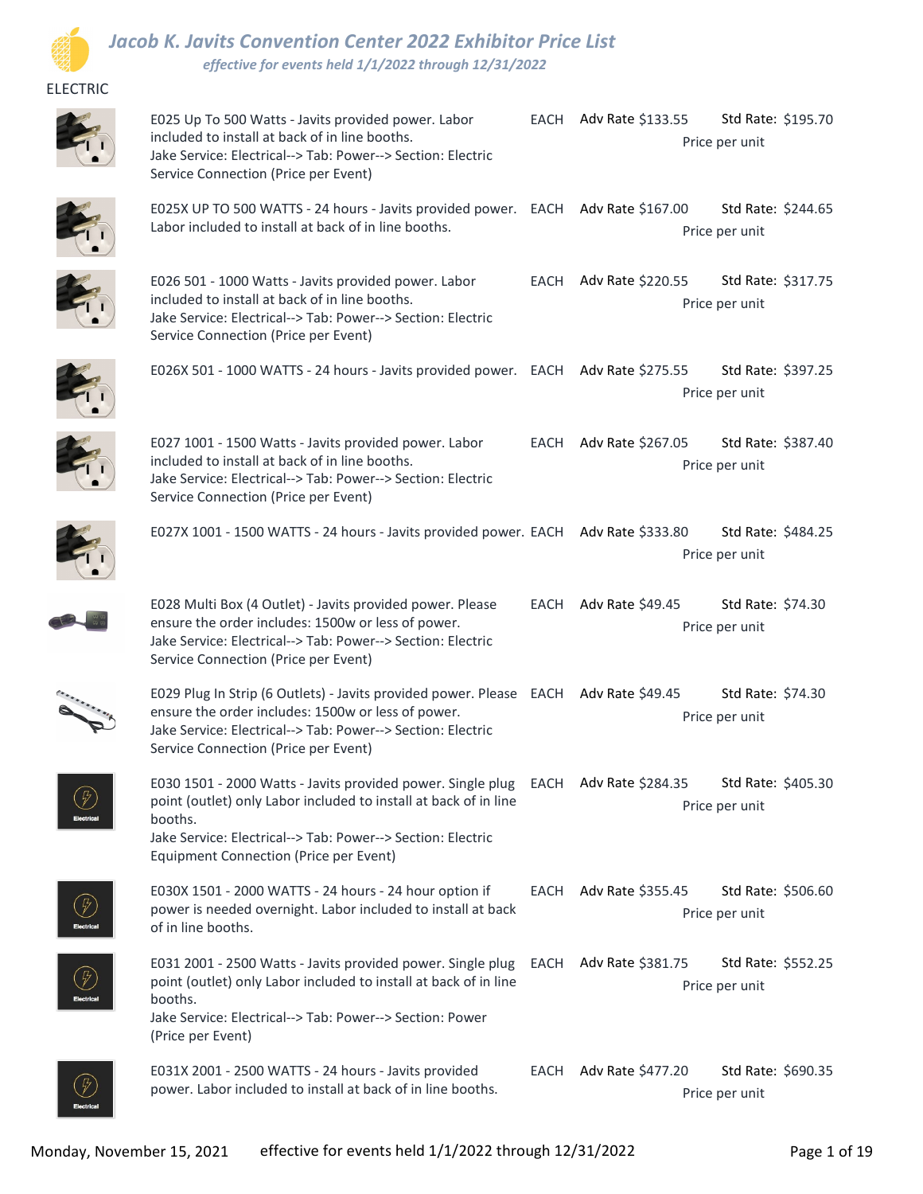# Jacob K. Javits Convention Center 2022 Exhibitor Price List

*effective for events held 1/1/2022 through 12/31/2022*

## ELECTRIC

| Item | Unit | Adv Rate | Std Rate |
| --- | --- | --- | --- |
| E025 Up To 500 Watts - Javits provided power. Labor included to install at back of in line booths. Jake Service: Electrical--> Tab: Power--> Section: Electric Service Connection (Price per Event) | EACH | Adv Rate $133.55 | Std Rate: $195.70 Price per unit |
| E025X UP TO 500 WATTS - 24 hours - Javits provided power. Labor included to install at back of in line booths. | EACH | Adv Rate $167.00 | Std Rate: $244.65 Price per unit |
| E026 501 - 1000 Watts - Javits provided power. Labor included to install at back of in line booths. Jake Service: Electrical--> Tab: Power--> Section: Electric Service Connection (Price per Event) | EACH | Adv Rate $220.55 | Std Rate: $317.75 Price per unit |
| E026X 501 - 1000 WATTS - 24 hours - Javits provided power. | EACH | Adv Rate $275.55 | Std Rate: $397.25 Price per unit |
| E027 1001 - 1500 Watts - Javits provided power. Labor included to install at back of in line booths. Jake Service: Electrical--> Tab: Power--> Section: Electric Service Connection (Price per Event) | EACH | Adv Rate $267.05 | Std Rate: $387.40 Price per unit |
| E027X 1001 - 1500 WATTS - 24 hours - Javits provided power. | EACH | Adv Rate $333.80 | Std Rate: $484.25 Price per unit |
| E028 Multi Box (4 Outlet) - Javits provided power. Please ensure the order includes: 1500w or less of power. Jake Service: Electrical--> Tab: Power--> Section: Electric Service Connection (Price per Event) | EACH | Adv Rate $49.45 | Std Rate: $74.30 Price per unit |
| E029 Plug In Strip (6 Outlets) - Javits provided power. Please ensure the order includes: 1500w or less of power. Jake Service: Electrical--> Tab: Power--> Section: Electric Service Connection (Price per Event) | EACH | Adv Rate $49.45 | Std Rate: $74.30 Price per unit |
| E030 1501 - 2000 Watts - Javits provided power. Single plug point (outlet) only Labor included to install at back of in line booths. Jake Service: Electrical--> Tab: Power--> Section: Electric Equipment Connection (Price per Event) | EACH | Adv Rate $284.35 | Std Rate: $405.30 Price per unit |
| E030X 1501 - 2000 WATTS - 24 hours - 24 hour option if power is needed overnight. Labor included to install at back of in line booths. | EACH | Adv Rate $355.45 | Std Rate: $506.60 Price per unit |
| E031 2001 - 2500 Watts - Javits provided power. Single plug point (outlet) only Labor included to install at back of in line booths. Jake Service: Electrical--> Tab: Power--> Section: Power (Price per Event) | EACH | Adv Rate $381.75 | Std Rate: $552.25 Price per unit |
| E031X 2001 - 2500 WATTS - 24 hours - Javits provided power. Labor included to install at back of in line booths. | EACH | Adv Rate $477.20 | Std Rate: $690.35 Price per unit |

Monday, November 15, 2021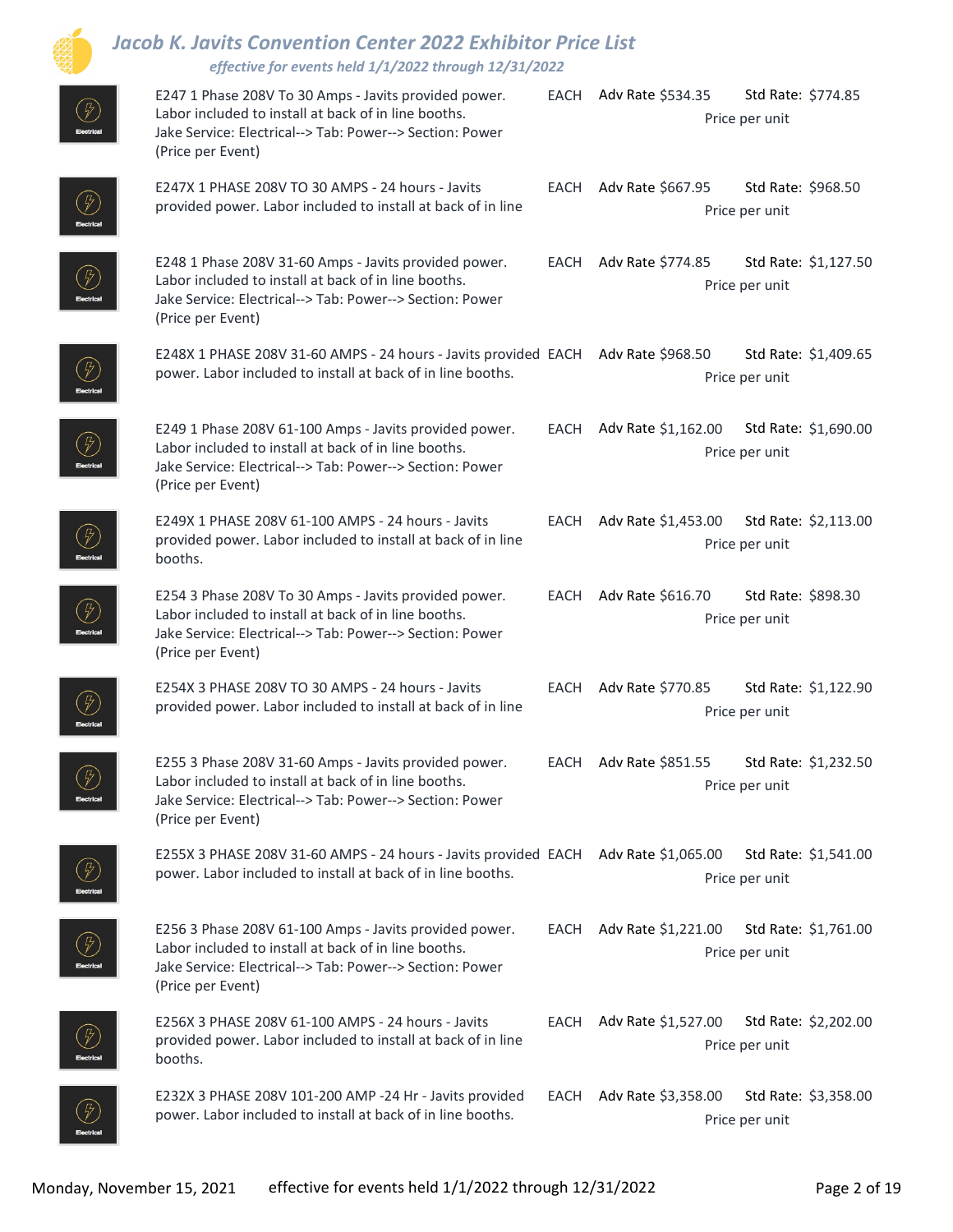| Item | Unit | Adv Rate | Std Rate |
| --- | --- | --- | --- |
| E247 1 Phase 208V To 30 Amps - Javits provided power. Labor included to install at back of in line booths. Jake Service: Electrical--> Tab: Power--> Section: Power (Price per Event) | EACH | Adv Rate $534.35 | Std Rate: $774.85 Price per unit |
| E247X 1 PHASE 208V TO 30 AMPS - 24 hours - Javits provided power. Labor included to install at back of in line | EACH | Adv Rate $667.95 | Std Rate: $968.50 Price per unit |
| E248 1 Phase 208V 31-60 Amps - Javits provided power. Labor included to install at back of in line booths. Jake Service: Electrical--> Tab: Power--> Section: Power (Price per Event) | EACH | Adv Rate $774.85 | Std Rate: $1,127.50 Price per unit |
| E248X 1 PHASE 208V 31-60 AMPS - 24 hours - Javits provided power. Labor included to install at back of in line booths. | EACH | Adv Rate $968.50 | Std Rate: $1,409.65 Price per unit |
| E249 1 Phase 208V 61-100 Amps - Javits provided power. Labor included to install at back of in line booths. Jake Service: Electrical--> Tab: Power--> Section: Power (Price per Event) | EACH | Adv Rate $1,162.00 | Std Rate: $1,690.00 Price per unit |
| E249X 1 PHASE 208V 61-100 AMPS - 24 hours - Javits provided power. Labor included to install at back of in line booths. | EACH | Adv Rate $1,453.00 | Std Rate: $2,113.00 Price per unit |
| E254 3 Phase 208V To 30 Amps - Javits provided power. Labor included to install at back of in line booths. Jake Service: Electrical--> Tab: Power--> Section: Power (Price per Event) | EACH | Adv Rate $616.70 | Std Rate: $898.30 Price per unit |
| E254X 3 PHASE 208V TO 30 AMPS - 24 hours - Javits provided power. Labor included to install at back of in line | EACH | Adv Rate $770.85 | Std Rate: $1,122.90 Price per unit |
| E255 3 Phase 208V 31-60 Amps - Javits provided power. Labor included to install at back of in line booths. Jake Service: Electrical--> Tab: Power--> Section: Power (Price per Event) | EACH | Adv Rate $851.55 | Std Rate: $1,232.50 Price per unit |
| E255X 3 PHASE 208V 31-60 AMPS - 24 hours - Javits provided power. Labor included to install at back of in line booths. | EACH | Adv Rate $1,065.00 | Std Rate: $1,541.00 Price per unit |
| E256 3 Phase 208V 61-100 Amps - Javits provided power. Labor included to install at back of in line booths. Jake Service: Electrical--> Tab: Power--> Section: Power (Price per Event) | EACH | Adv Rate $1,221.00 | Std Rate: $1,761.00 Price per unit |
| E256X 3 PHASE 208V 61-100 AMPS - 24 hours - Javits provided power. Labor included to install at back of in line booths. | EACH | Adv Rate $1,527.00 | Std Rate: $2,202.00 Price per unit |
| E232X 3 PHASE 208V 101-200 AMP -24 Hr - Javits provided power. Labor included to install at back of in line booths. | EACH | Adv Rate $3,358.00 | Std Rate: $3,358.00 Price per unit |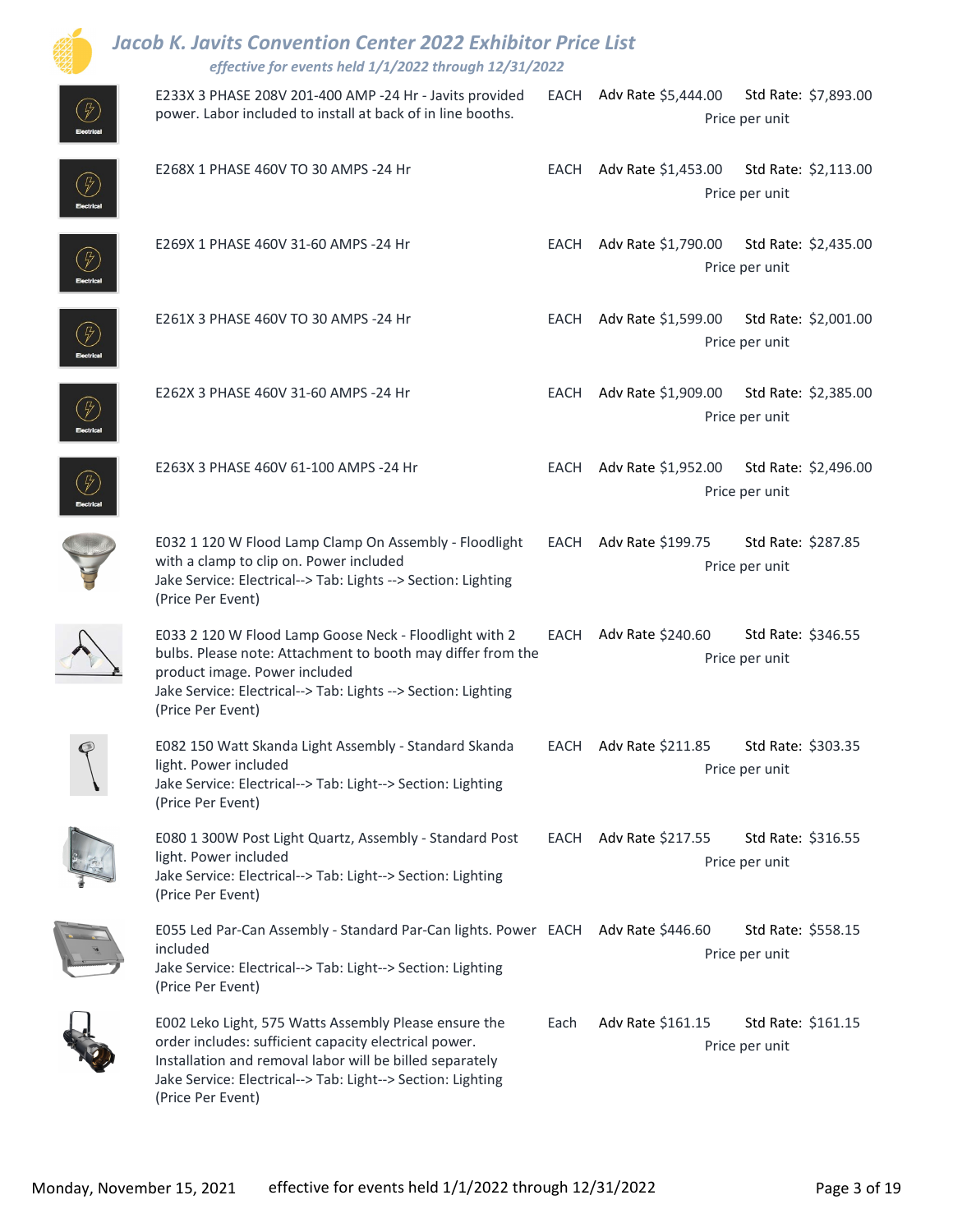# Jacob K. Javits Convention Center 2022 Exhibitor Price List

*effective for events held 1/1/2022 through 12/31/2022*

| Description | Unit | Adv Rate | Std Rate |
|---|---|---|---|
| E233X 3 PHASE 208V 201-400 AMP -24 Hr - Javits provided power. Labor included to install at back of in line booths. | EACH | Adv Rate $5,444.00 | Std Rate: $7,893.00 Price per unit |
| E268X 1 PHASE 460V TO 30 AMPS -24 Hr | EACH | Adv Rate $1,453.00 | Std Rate: $2,113.00 Price per unit |
| E269X 1 PHASE 460V 31-60 AMPS -24 Hr | EACH | Adv Rate $1,790.00 | Std Rate: $2,435.00 Price per unit |
| E261X 3 PHASE 460V TO 30 AMPS -24 Hr | EACH | Adv Rate $1,599.00 | Std Rate: $2,001.00 Price per unit |
| E262X 3 PHASE 460V 31-60 AMPS -24 Hr | EACH | Adv Rate $1,909.00 | Std Rate: $2,385.00 Price per unit |
| E263X 3 PHASE 460V 61-100 AMPS -24 Hr | EACH | Adv Rate $1,952.00 | Std Rate: $2,496.00 Price per unit |
| E032 1 120 W Flood Lamp Clamp On Assembly - Floodlight with a clamp to clip on. Power included Jake Service: Electrical--> Tab: Lights --> Section: Lighting (Price Per Event) | EACH | Adv Rate $199.75 | Std Rate: $287.85 Price per unit |
| E033 2 120 W Flood Lamp Goose Neck - Floodlight with 2 bulbs. Please note: Attachment to booth may differ from the product image. Power included Jake Service: Electrical--> Tab: Lights --> Section: Lighting (Price Per Event) | EACH | Adv Rate $240.60 | Std Rate: $346.55 Price per unit |
| E082 150 Watt Skanda Light Assembly - Standard Skanda light. Power included Jake Service: Electrical--> Tab: Light--> Section: Lighting (Price Per Event) | EACH | Adv Rate $211.85 | Std Rate: $303.35 Price per unit |
| E080 1 300W Post Light Quartz, Assembly - Standard Post light. Power included Jake Service: Electrical--> Tab: Light--> Section: Lighting (Price Per Event) | EACH | Adv Rate $217.55 | Std Rate: $316.55 Price per unit |
| E055 Led Par-Can Assembly - Standard Par-Can lights. Power included Jake Service: Electrical--> Tab: Light--> Section: Lighting (Price Per Event) | EACH | Adv Rate $446.60 | Std Rate: $558.15 Price per unit |
| E002 Leko Light, 575 Watts Assembly Please ensure the order includes: sufficient capacity electrical power. Installation and removal labor will be billed separately Jake Service: Electrical--> Tab: Light--> Section: Lighting (Price Per Event) | Each | Adv Rate $161.15 | Std Rate: $161.15 Price per unit |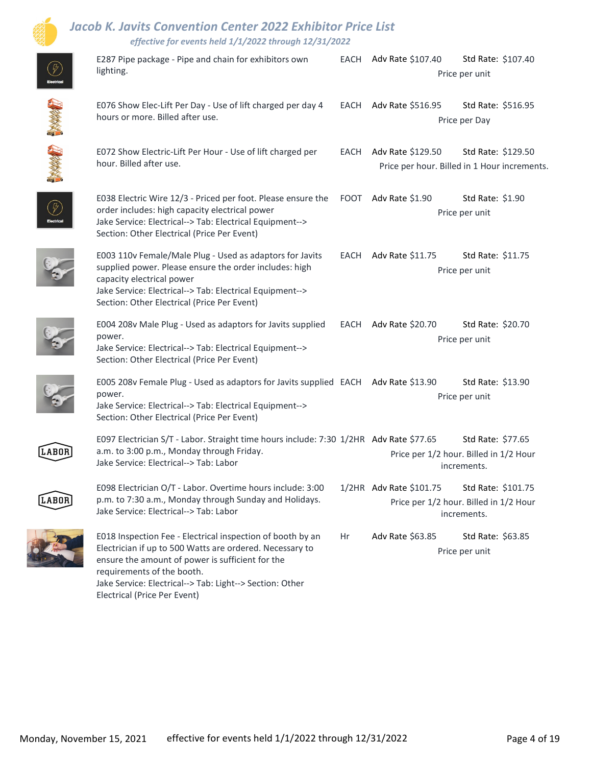# Jacob K. Javits Convention Center 2022 Exhibitor Price List

*effective for events held 1/1/2022 through 12/31/2022*

| | | | |
|---|---|---|---|
| E287 Pipe package - Pipe and chain for exhibitors own lighting. | EACH | Adv Rate $107.40 | Std Rate: $107.40<br>Price per unit |
| E076 Show Elec-Lift Per Day - Use of lift charged per day 4 hours or more. Billed after use. | EACH | Adv Rate $516.95 | Std Rate: $516.95<br>Price per Day |
| E072 Show Electric-Lift Per Hour - Use of lift charged per hour. Billed after use. | EACH | Adv Rate $129.50 | Std Rate: $129.50<br>Price per hour. Billed in 1 Hour increments. |
| E038 Electric Wire 12/3 - Priced per foot. Please ensure the order includes: high capacity electrical power<br>Jake Service: Electrical--> Tab: Electrical Equipment--> Section: Other Electrical (Price Per Event) | FOOT | Adv Rate $1.90 | Std Rate: $1.90<br>Price per unit |
| E003 110v Female/Male Plug - Used as adaptors for Javits supplied power. Please ensure the order includes: high capacity electrical power<br>Jake Service: Electrical--> Tab: Electrical Equipment--> Section: Other Electrical (Price Per Event) | EACH | Adv Rate $11.75 | Std Rate: $11.75<br>Price per unit |
| E004 208v Male Plug - Used as adaptors for Javits supplied power.<br>Jake Service: Electrical--> Tab: Electrical Equipment--> Section: Other Electrical (Price Per Event) | EACH | Adv Rate $20.70 | Std Rate: $20.70<br>Price per unit |
| E005 208v Female Plug - Used as adaptors for Javits supplied power.<br>Jake Service: Electrical--> Tab: Electrical Equipment--> Section: Other Electrical (Price Per Event) | EACH | Adv Rate $13.90 | Std Rate: $13.90<br>Price per unit |
| E097 Electrician S/T - Labor. Straight time hours include: 7:30 a.m. to 3:00 p.m., Monday through Friday.<br>Jake Service: Electrical--> Tab: Labor | 1/2HR | Adv Rate $77.65 | Std Rate: $77.65<br>Price per 1/2 hour. Billed in 1/2 Hour increments. |
| E098 Electrician O/T - Labor. Overtime hours include: 3:00 p.m. to 7:30 a.m., Monday through Sunday and Holidays.<br>Jake Service: Electrical--> Tab: Labor | 1/2HR | Adv Rate $101.75 | Std Rate: $101.75<br>Price per 1/2 hour. Billed in 1/2 Hour increments. |
| E018 Inspection Fee - Electrical inspection of booth by an Electrician if up to 500 Watts are ordered. Necessary to ensure the amount of power is sufficient for the requirements of the booth.<br>Jake Service: Electrical--> Tab: Light--> Section: Other Electrical (Price Per Event) | Hr | Adv Rate $63.85 | Std Rate: $63.85<br>Price per unit |